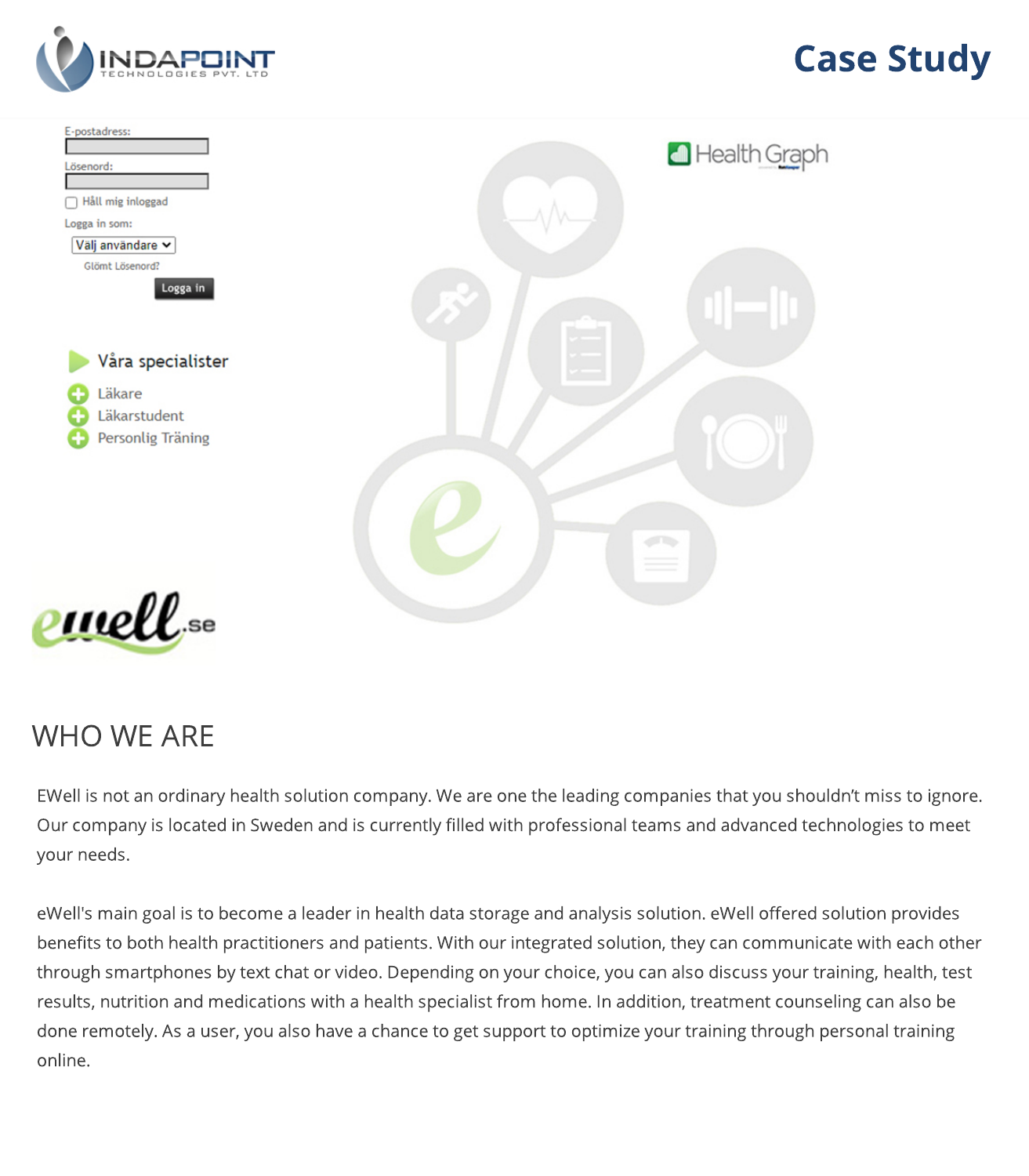# Case Study

## WHO WE ARE

EWell is not an ordinary health solution company. We are one the leading companies that you shouldn't miss to ignore. Our company is located in Sweden and is currently filled with professional teams and advanced technologies to meet your needs.

eWell's main goal is to become a leader in health data storage and analysis solution. eWell offered solution provides benefits to both health practitioners and patients. With our integrated solution, they can communicate with each other through smartphones by text chat or video. Depending on your choice, you can also discuss your training, health, test results, nutrition and medications with a health specialist from home. In addition, treatment counseling can also be done remotely. As a user, you also have a chance to get support to optimize your training through personal training online.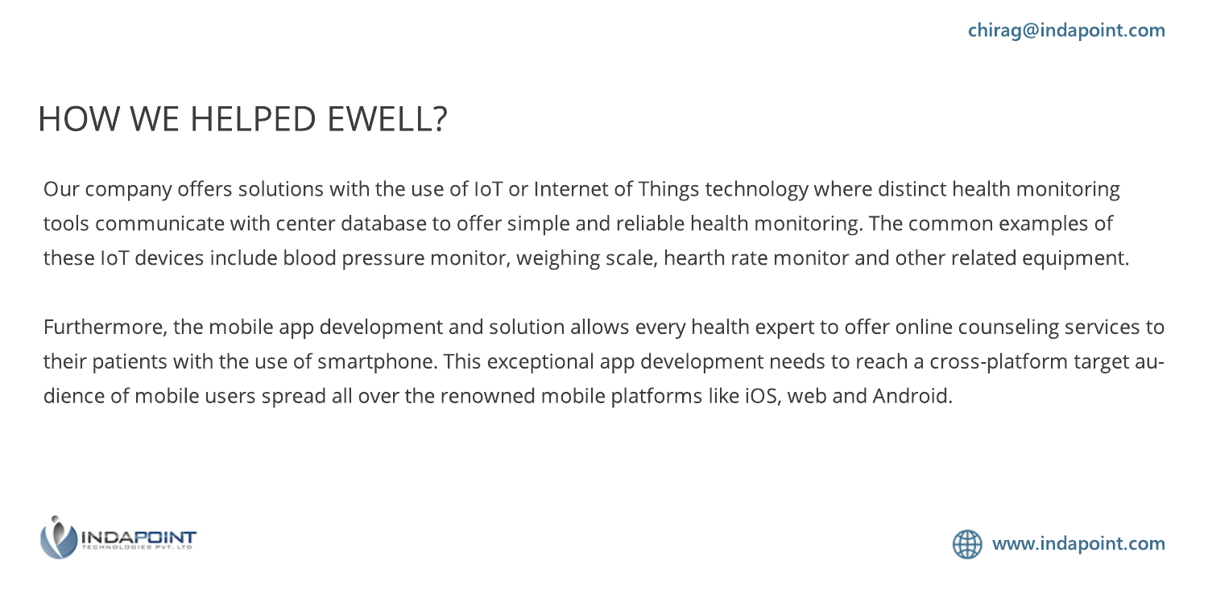# HOW WE HELPED EWELL?

Our company offers solutions with the use of IoT or Internet of Things technology where distinct health monitoring tools communicate with center database to offer simple and reliable health monitoring. The common examples of these IoT devices include blood pressure monitor, weighing scale, hearth rate monitor and other related equipment.

Furthermore, the mobile app development and solution allows every health expert to offer online counseling services to their patients with the use of smartphone. This exceptional app development needs to reach a cross-platform target audience of mobile users spread all over the renowned mobile platforms like iOS, web and Android.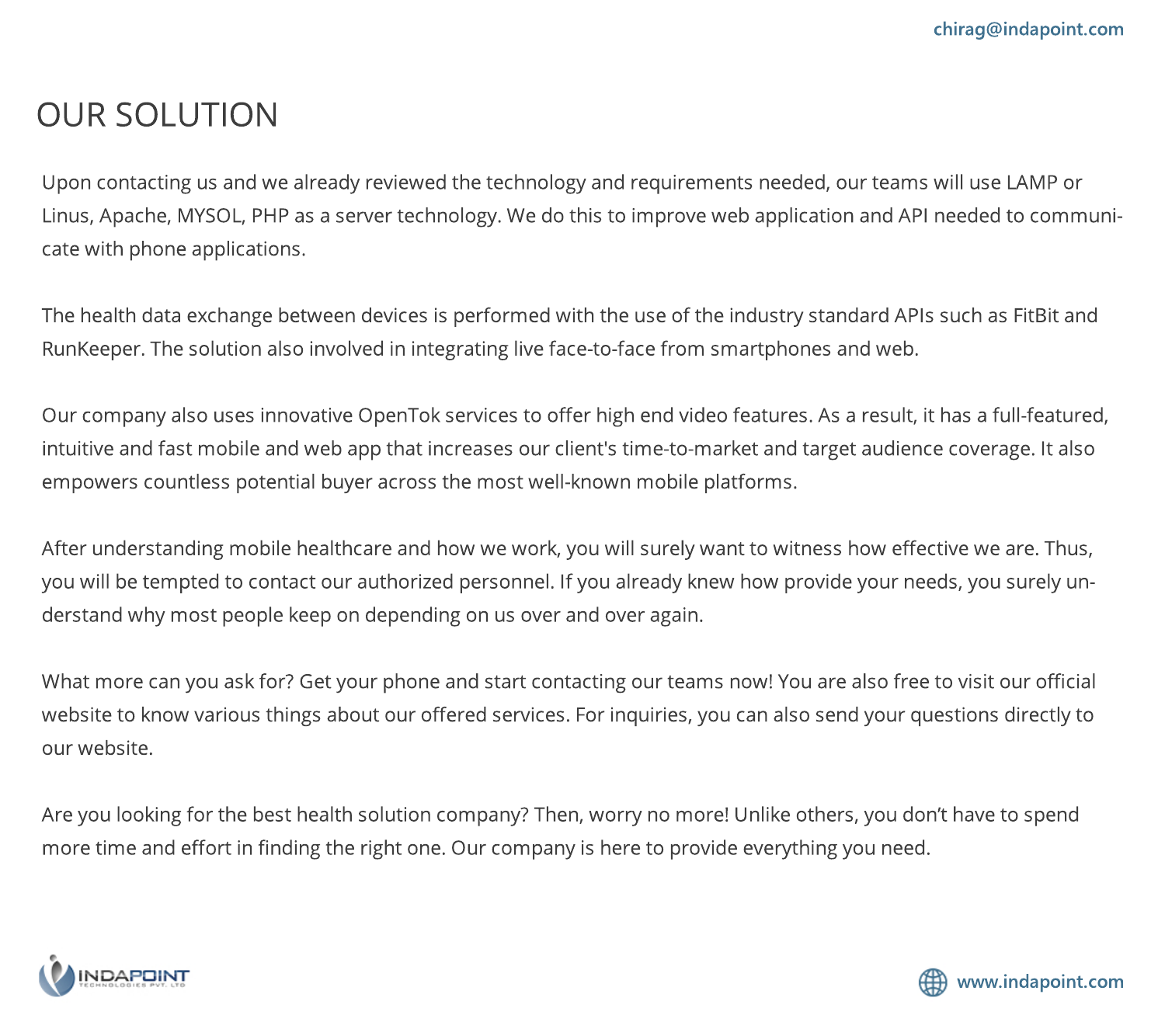# OUR SOLUTION

Upon contacting us and we already reviewed the technology and requirements needed, our teams will use LAMP or Linus, Apache, MYSOL, PHP as a server technology. We do this to improve web application and API needed to communicate with phone applications.

The health data exchange between devices is performed with the use of the industry standard APIs such as FitBit and RunKeeper. The solution also involved in integrating live face-to-face from smartphones and web.

Our company also uses innovative OpenTok services to offer high end video features. As a result, it has a full-featured, intuitive and fast mobile and web app that increases our client's time-to-market and target audience coverage. It also empowers countless potential buyer across the most well-known mobile platforms.

After understanding mobile healthcare and how we work, you will surely want to witness how effective we are. Thus, you will be tempted to contact our authorized personnel. If you already knew how provide your needs, you surely understand why most people keep on depending on us over and over again.

What more can you ask for? Get your phone and start contacting our teams now! You are also free to visit our official website to know various things about our offered services. For inquiries, you can also send your questions directly to our website.

Are you looking for the best health solution company? Then, worry no more! Unlike others, you don't have to spend more time and effort in finding the right one. Our company is here to provide everything you need.